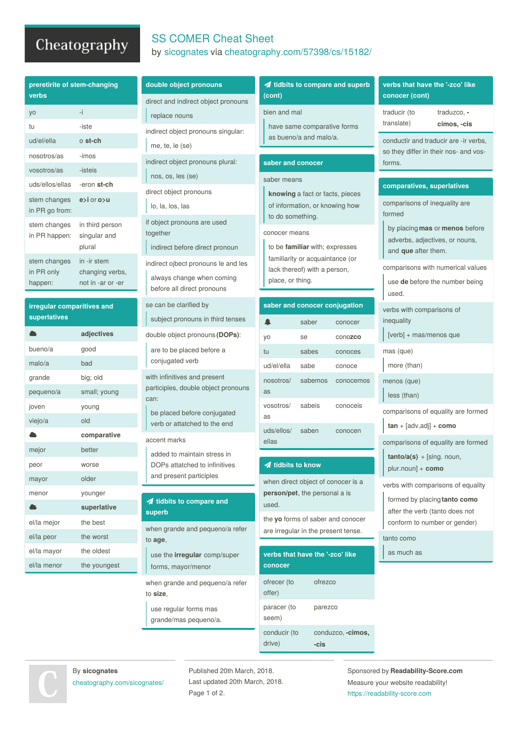# SS COMER Cheat Sheet

by sicognates via cheatography.com/57398/cs/15182/

## preretirite of stem-changing verbs

| | |
|---|---|
| yo | -i |
| tu | -iste |
| ud/el/ella | o **st-ch** |
| nosotros/as | -imos |
| vosotros/as | -isteis |
| uds/ellos/ellas | -eron **st-ch** |
| stem changes in PR go from: | **e>i** or **o>u** |
| stem changes in PR happen: | in third person singular and plural |
| stem changes in PR only happen: | in -ir stem changing verbs, not in -ar or -er |

## irregular comparitives and superlatives

| | **adjectives** |
|---|---|
| bueno/a | good |
| malo/a | bad |
| grande | big; old |
| pequeno/a | small; young |
| joven | young |
| viejo/a | old |
| | **comparative** |
| mejor | better |
| peor | worse |
| mayor | older |
| menor | younger |
| | **superlative** |
| el/la mejor | the best |
| el/la peor | the worst |
| el/la mayor | the oldest |
| el/la menor | the youngest |

## double object pronouns

direct and indirect object pronouns
- replace nouns

indirect object pronouns singular:
- me, te, le (se)

indirect object pronouns plural:
- nos, os, les (se)

direct object pronouns
- lo, la, los, las

if object pronouns are used together
- indirect before direct pronoun

indirect ojbect pronouns le and les
- always change when coming before all direct pronouns

se can be clarified by
- subject pronouns in third tenses

double object pronouns **(DOPs)**:
- are to be placed before a conjugated verb

with infinitives and present participles, double object pronouns can:
- be placed before conjugated verb or attached to the end

accent marks
- added to maintain stress in DOPs attatched to infinitives and present participles

## tidbits to compare and superb

when grande and pequeno/a refer to **age**,
- use the **irregular** comp/super forms, mayor/menor

when grande and pequeno/a refer to **size**,
- use regular forms mas grande/mas pequeno/a.

## tidbits to compare and superb (cont)

bien and mal
- have same comparative forms as bueno/a and malo/a.

## saber and conocer

saber means
- **knowing** a fact or facts, pieces of information, or knowing how to do something.

conocer means
- to be **familiar** with; expresses familiarity or acquaintance (or lack thereof) with a person, place, or thing.

## saber and conocer conjugation

| | saber | conocer |
|---|---|---|
| yo | se | cono**zco** |
| tu | sabes | conoces |
| ud/el/ella | sabe | conoce |
| nosotros/as | sabemos | conocemos |
| vosotros/as | sabeis | conoceis |
| uds/ellos/ellas | saben | conocen |

## tidbits to know

when direct object of conocer is a **person/pet**, the personal a is used.

the **yo** forms of saber and conocer are irregular in the present tense.

## verbs that have the '-zco' like conocer

| | |
|---|---|
| ofrecer (to offer) | ofrezco |
| paracer (to seem) | parezco |
| conducir (to drive) | conduzco, **-cimos, -cis** |

## verbs that have the '-zco' like conocer (cont)

| | |
|---|---|
| traducir (to translate) | traduzco, **-cimos, -cis** |

conductir and traducir are -ir verbs, so they differ in their nos- and vos- forms.

## comparatives, superlatives

comparisons of inequality are formed
- by placing **mas** or **menos** before adverbs, adjectives, or nouns, and **que** after them.

comparisons with numerical values
- use **de** before the number being used.

verbs with comparisons of inequality
- [verb] + mas/menos que

mas (que)
- more (than)

menos (que)
- less (than)

comparisons of equality are formed
- **tan** + [adv,adj] + **como**

comparisons of equality are formed
- **tanto/a(s)** + [sing. noun, plur.noun] + **como**

verbs with comparisons of equality
- formed by placing **tanto como** after the verb (tanto does not conform to number or gender)

tanto como
- as much as

By **sicognates**
cheatography.com/sicognates/

Published 20th March, 2018.
Last updated 20th March, 2018.

Sponsored by **Readability-Score.com**
Measure your website readability!
https://readability-score.com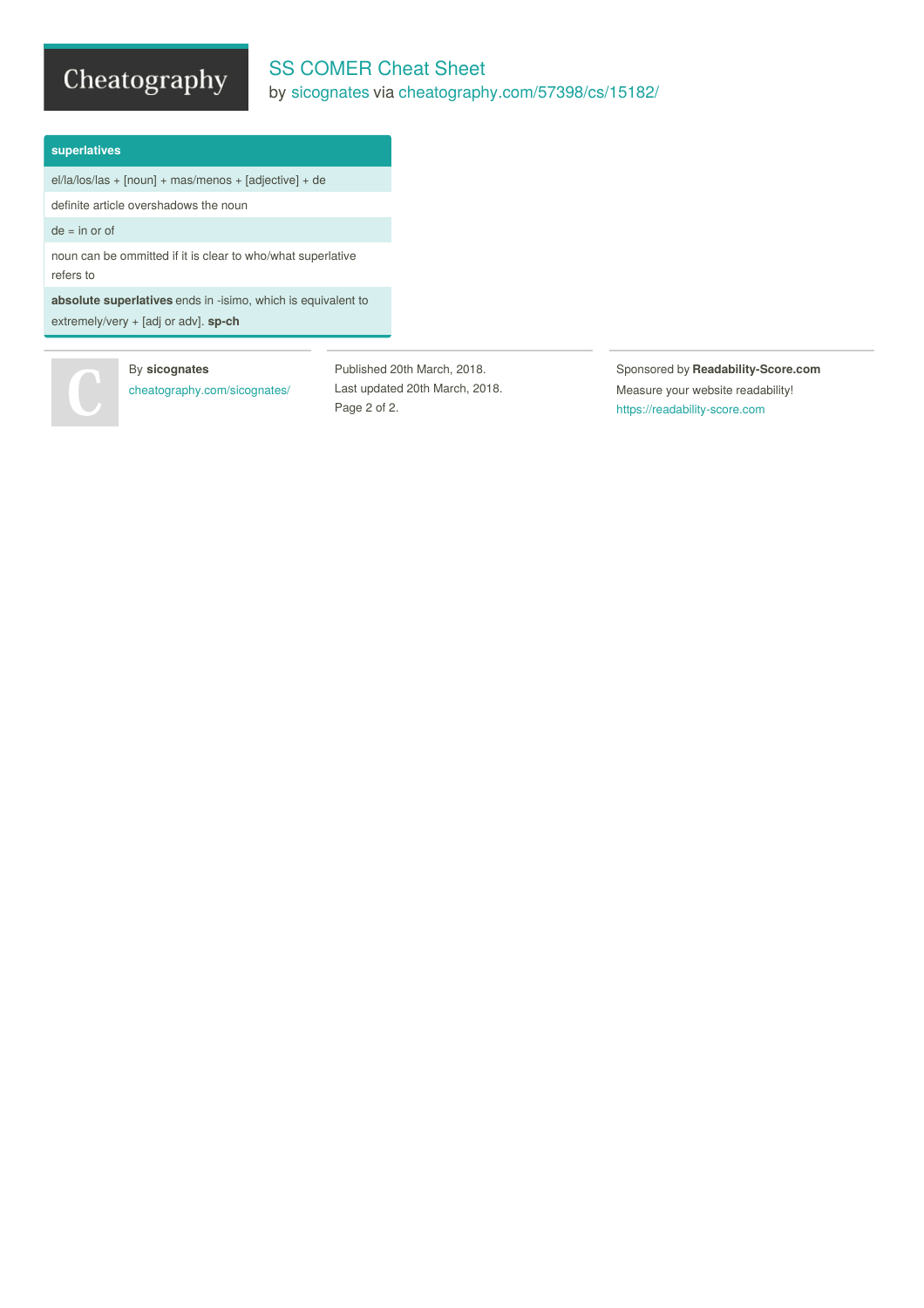## superlatives

el/la/los/las + [noun] + mas/menos + [adjective] + de

definite article overshadows the noun

de = in or of

noun can be ommitted if it is clear to who/what superlative refers to

**absolute superlatives** ends in -isimo, which is equivalent to extremely/very + [adj or adv]. **sp-ch**